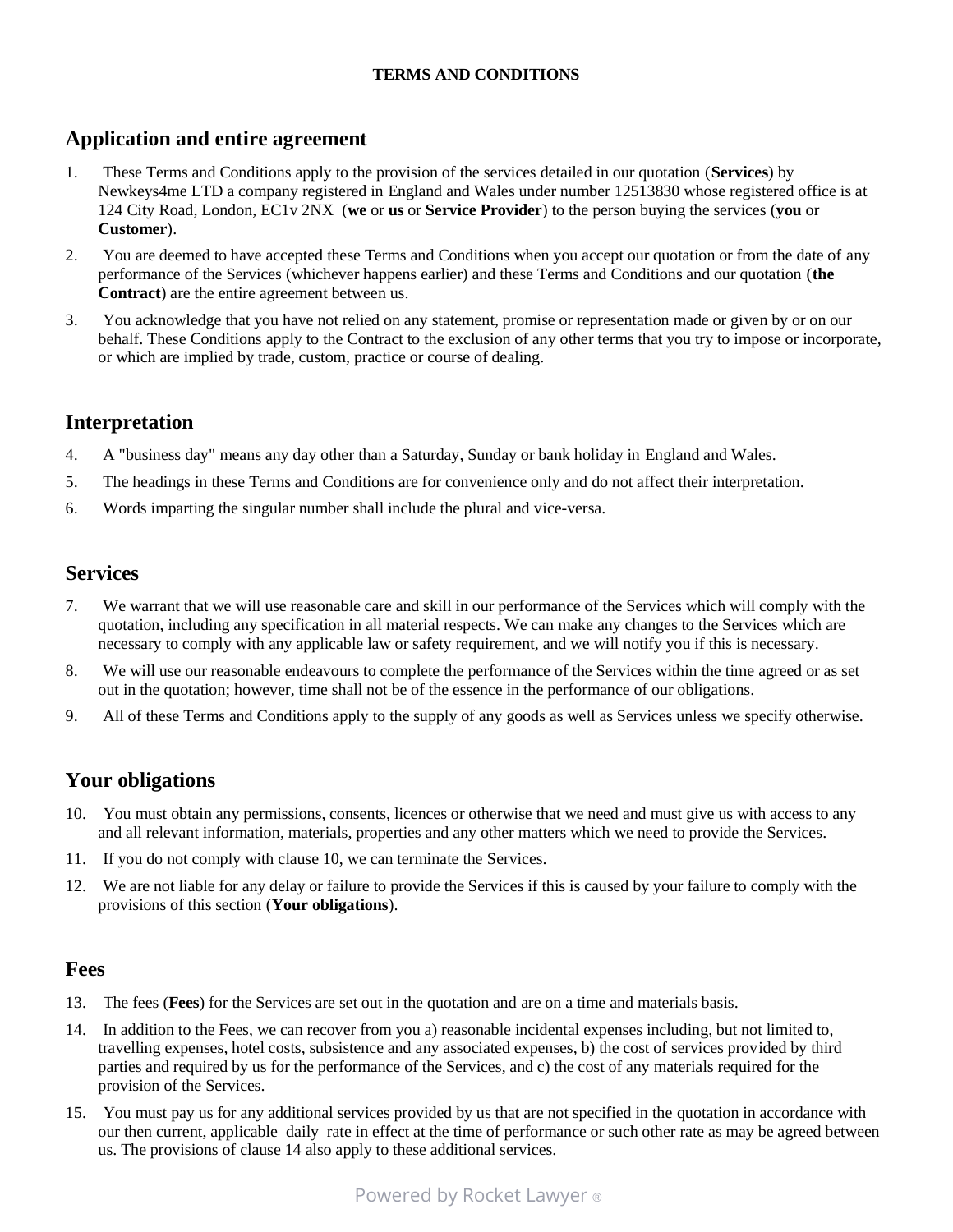**TERMS AND CONDITIONS**

## Application and entire agreement

1. These Terms and Conditions apply to the provision of the services detailed in our quotation (**Services**) by Newkeys4me LTD a company registered in England and Wales under number 12513830 whose registered office is at 124 City Road, London, EC1v 2NX (**we** or **us** or **Service Provider**) to the person buying the services (**you** or **Customer**).
2. You are deemed to have accepted these Terms and Conditions when you accept our quotation or from the date of any performance of the Services (whichever happens earlier) and these Terms and Conditions and our quotation (**the Contract**) are the entire agreement between us.
3. You acknowledge that you have not relied on any statement, promise or representation made or given by or on our behalf. These Conditions apply to the Contract to the exclusion of any other terms that you try to impose or incorporate, or which are implied by trade, custom, practice or course of dealing.

## Interpretation

4. A "business day" means any day other than a Saturday, Sunday or bank holiday in England and Wales.
5. The headings in these Terms and Conditions are for convenience only and do not affect their interpretation.
6. Words imparting the singular number shall include the plural and vice-versa.

## Services

7. We warrant that we will use reasonable care and skill in our performance of the Services which will comply with the quotation, including any specification in all material respects. We can make any changes to the Services which are necessary to comply with any applicable law or safety requirement, and we will notify you if this is necessary.
8. We will use our reasonable endeavours to complete the performance of the Services within the time agreed or as set out in the quotation; however, time shall not be of the essence in the performance of our obligations.
9. All of these Terms and Conditions apply to the supply of any goods as well as Services unless we specify otherwise.

## Your obligations

10. You must obtain any permissions, consents, licences or otherwise that we need and must give us with access to any and all relevant information, materials, properties and any other matters which we need to provide the Services.
11. If you do not comply with clause 10, we can terminate the Services.
12. We are not liable for any delay or failure to provide the Services if this is caused by your failure to comply with the provisions of this section (**Your obligations**).

## Fees

13. The fees (**Fees**) for the Services are set out in the quotation and are on a time and materials basis.
14. In addition to the Fees, we can recover from you a) reasonable incidental expenses including, but not limited to, travelling expenses, hotel costs, subsistence and any associated expenses, b) the cost of services provided by third parties and required by us for the performance of the Services, and c) the cost of any materials required for the provision of the Services.
15. You must pay us for any additional services provided by us that are not specified in the quotation in accordance with our then current, applicable daily rate in effect at the time of performance or such other rate as may be agreed between us. The provisions of clause 14 also apply to these additional services.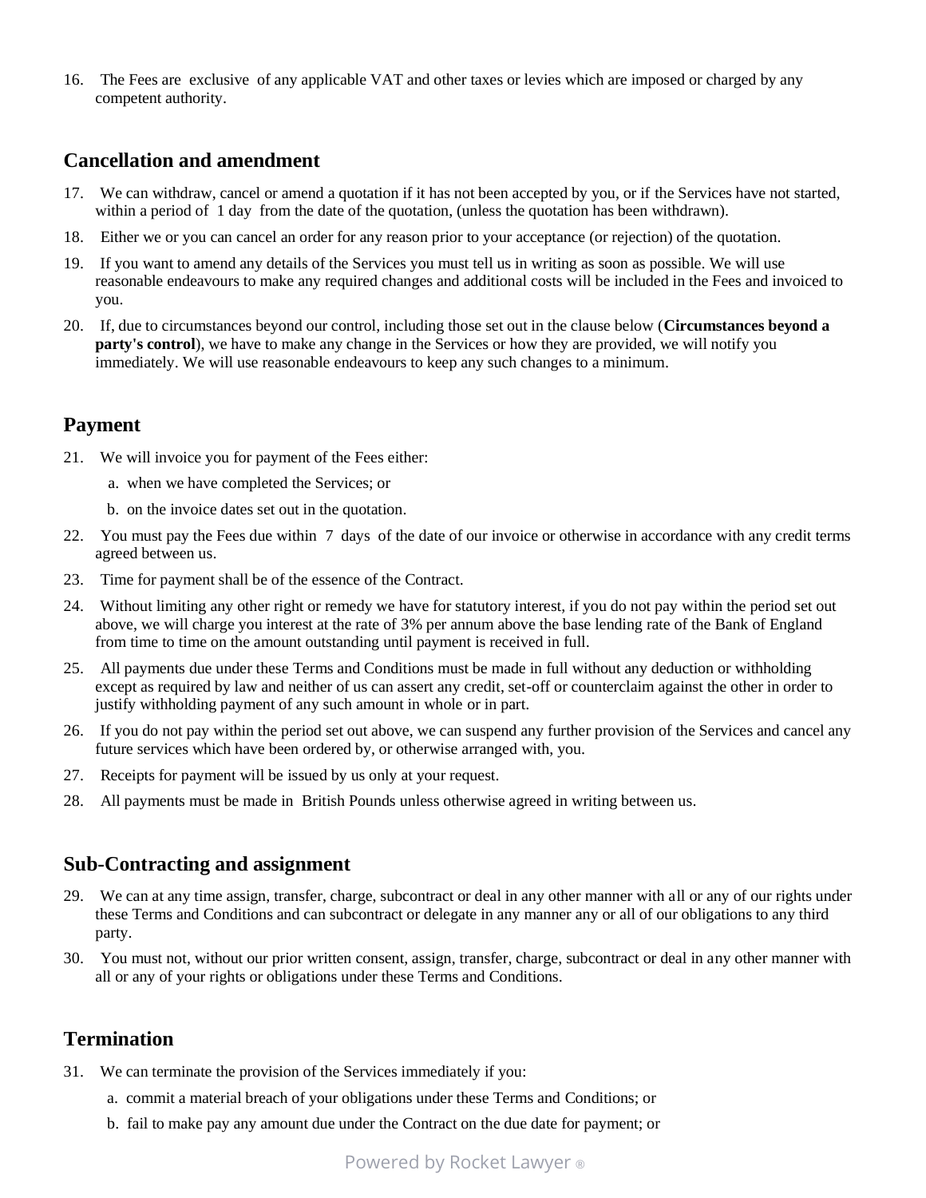16. The Fees are exclusive of any applicable VAT and other taxes or levies which are imposed or charged by any competent authority.

## Cancellation and amendment

17. We can withdraw, cancel or amend a quotation if it has not been accepted by you, or if the Services have not started, within a period of 1 day from the date of the quotation, (unless the quotation has been withdrawn).
18. Either we or you can cancel an order for any reason prior to your acceptance (or rejection) of the quotation.
19. If you want to amend any details of the Services you must tell us in writing as soon as possible. We will use reasonable endeavours to make any required changes and additional costs will be included in the Fees and invoiced to you.
20. If, due to circumstances beyond our control, including those set out in the clause below (**Circumstances beyond a party's control**), we have to make any change in the Services or how they are provided, we will notify you immediately. We will use reasonable endeavours to keep any such changes to a minimum.

## Payment

21. We will invoice you for payment of the Fees either:
    a. when we have completed the Services; or
    b. on the invoice dates set out in the quotation.
22. You must pay the Fees due within 7 days of the date of our invoice or otherwise in accordance with any credit terms agreed between us.
23. Time for payment shall be of the essence of the Contract.
24. Without limiting any other right or remedy we have for statutory interest, if you do not pay within the period set out above, we will charge you interest at the rate of 3% per annum above the base lending rate of the Bank of England from time to time on the amount outstanding until payment is received in full.
25. All payments due under these Terms and Conditions must be made in full without any deduction or withholding except as required by law and neither of us can assert any credit, set-off or counterclaim against the other in order to justify withholding payment of any such amount in whole or in part.
26. If you do not pay within the period set out above, we can suspend any further provision of the Services and cancel any future services which have been ordered by, or otherwise arranged with, you.
27. Receipts for payment will be issued by us only at your request.
28. All payments must be made in British Pounds unless otherwise agreed in writing between us.

## Sub-Contracting and assignment

29. We can at any time assign, transfer, charge, subcontract or deal in any other manner with all or any of our rights under these Terms and Conditions and can subcontract or delegate in any manner any or all of our obligations to any third party.
30. You must not, without our prior written consent, assign, transfer, charge, subcontract or deal in any other manner with all or any of your rights or obligations under these Terms and Conditions.

## Termination

31. We can terminate the provision of the Services immediately if you:
    a. commit a material breach of your obligations under these Terms and Conditions; or
    b. fail to make pay any amount due under the Contract on the due date for payment; or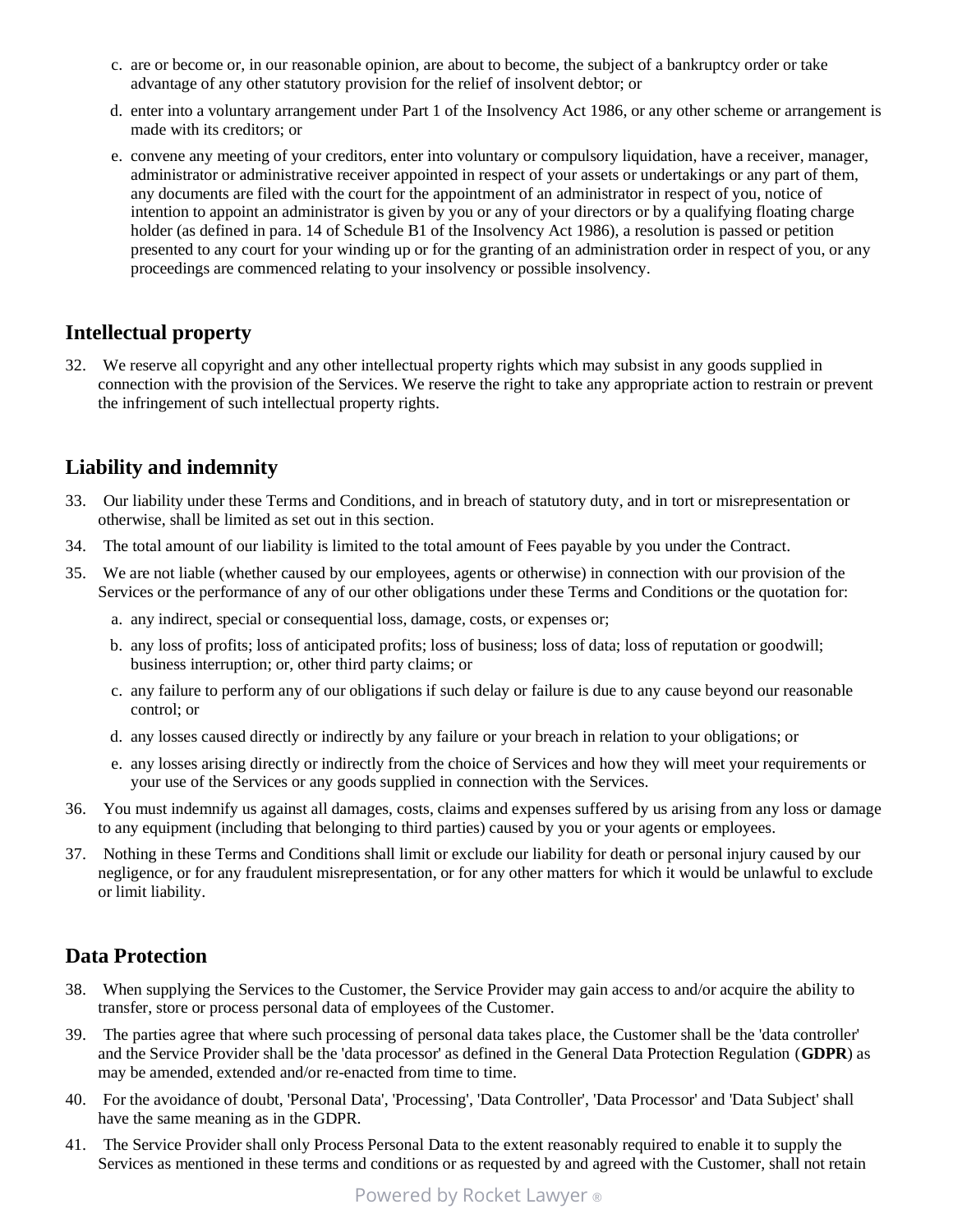c. are or become or, in our reasonable opinion, are about to become, the subject of a bankruptcy order or take advantage of any other statutory provision for the relief of insolvent debtor; or

d. enter into a voluntary arrangement under Part 1 of the Insolvency Act 1986, or any other scheme or arrangement is made with its creditors; or

e. convene any meeting of your creditors, enter into voluntary or compulsory liquidation, have a receiver, manager, administrator or administrative receiver appointed in respect of your assets or undertakings or any part of them, any documents are filed with the court for the appointment of an administrator in respect of you, notice of intention to appoint an administrator is given by you or any of your directors or by a qualifying floating charge holder (as defined in para. 14 of Schedule B1 of the Insolvency Act 1986), a resolution is passed or petition presented to any court for your winding up or for the granting of an administration order in respect of you, or any proceedings are commenced relating to your insolvency or possible insolvency.

## Intellectual property

32. We reserve all copyright and any other intellectual property rights which may subsist in any goods supplied in connection with the provision of the Services. We reserve the right to take any appropriate action to restrain or prevent the infringement of such intellectual property rights.

## Liability and indemnity

33. Our liability under these Terms and Conditions, and in breach of statutory duty, and in tort or misrepresentation or otherwise, shall be limited as set out in this section.

34. The total amount of our liability is limited to the total amount of Fees payable by you under the Contract.

35. We are not liable (whether caused by our employees, agents or otherwise) in connection with our provision of the Services or the performance of any of our other obligations under these Terms and Conditions or the quotation for:

    a. any indirect, special or consequential loss, damage, costs, or expenses or;

    b. any loss of profits; loss of anticipated profits; loss of business; loss of data; loss of reputation or goodwill; business interruption; or, other third party claims; or

    c. any failure to perform any of our obligations if such delay or failure is due to any cause beyond our reasonable control; or

    d. any losses caused directly or indirectly by any failure or your breach in relation to your obligations; or

    e. any losses arising directly or indirectly from the choice of Services and how they will meet your requirements or your use of the Services or any goods supplied in connection with the Services.

36. You must indemnify us against all damages, costs, claims and expenses suffered by us arising from any loss or damage to any equipment (including that belonging to third parties) caused by you or your agents or employees.

37. Nothing in these Terms and Conditions shall limit or exclude our liability for death or personal injury caused by our negligence, or for any fraudulent misrepresentation, or for any other matters for which it would be unlawful to exclude or limit liability.

## Data Protection

38. When supplying the Services to the Customer, the Service Provider may gain access to and/or acquire the ability to transfer, store or process personal data of employees of the Customer.

39. The parties agree that where such processing of personal data takes place, the Customer shall be the 'data controller' and the Service Provider shall be the 'data processor' as defined in the General Data Protection Regulation (**GDPR**) as may be amended, extended and/or re-enacted from time to time.

40. For the avoidance of doubt, 'Personal Data', 'Processing', 'Data Controller', 'Data Processor' and 'Data Subject' shall have the same meaning as in the GDPR.

41. The Service Provider shall only Process Personal Data to the extent reasonably required to enable it to supply the Services as mentioned in these terms and conditions or as requested by and agreed with the Customer, shall not retain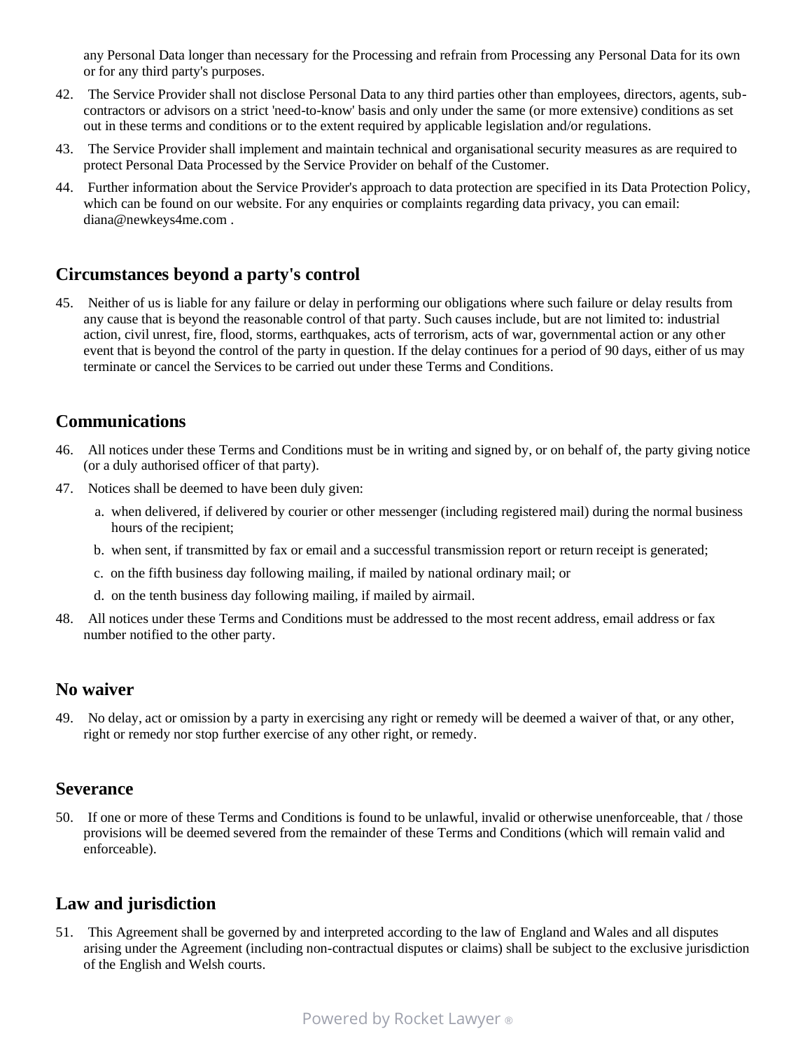any Personal Data longer than necessary for the Processing and refrain from Processing any Personal Data for its own or for any third party's purposes.

42. The Service Provider shall not disclose Personal Data to any third parties other than employees, directors, agents, sub-contractors or advisors on a strict 'need-to-know' basis and only under the same (or more extensive) conditions as set out in these terms and conditions or to the extent required by applicable legislation and/or regulations.

43. The Service Provider shall implement and maintain technical and organisational security measures as are required to protect Personal Data Processed by the Service Provider on behalf of the Customer.

44. Further information about the Service Provider's approach to data protection are specified in its Data Protection Policy, which can be found on our website. For any enquiries or complaints regarding data privacy, you can email: diana@newkeys4me.com .

## Circumstances beyond a party's control

45. Neither of us is liable for any failure or delay in performing our obligations where such failure or delay results from any cause that is beyond the reasonable control of that party. Such causes include, but are not limited to: industrial action, civil unrest, fire, flood, storms, earthquakes, acts of terrorism, acts of war, governmental action or any other event that is beyond the control of the party in question. If the delay continues for a period of 90 days, either of us may terminate or cancel the Services to be carried out under these Terms and Conditions.

## Communications

46. All notices under these Terms and Conditions must be in writing and signed by, or on behalf of, the party giving notice (or a duly authorised officer of that party).

47. Notices shall be deemed to have been duly given:
    a. when delivered, if delivered by courier or other messenger (including registered mail) during the normal business hours of the recipient;
    b. when sent, if transmitted by fax or email and a successful transmission report or return receipt is generated;
    c. on the fifth business day following mailing, if mailed by national ordinary mail; or
    d. on the tenth business day following mailing, if mailed by airmail.

48. All notices under these Terms and Conditions must be addressed to the most recent address, email address or fax number notified to the other party.

## No waiver

49. No delay, act or omission by a party in exercising any right or remedy will be deemed a waiver of that, or any other, right or remedy nor stop further exercise of any other right, or remedy.

## Severance

50. If one or more of these Terms and Conditions is found to be unlawful, invalid or otherwise unenforceable, that / those provisions will be deemed severed from the remainder of these Terms and Conditions (which will remain valid and enforceable).

## Law and jurisdiction

51. This Agreement shall be governed by and interpreted according to the law of England and Wales and all disputes arising under the Agreement (including non-contractual disputes or claims) shall be subject to the exclusive jurisdiction of the English and Welsh courts.